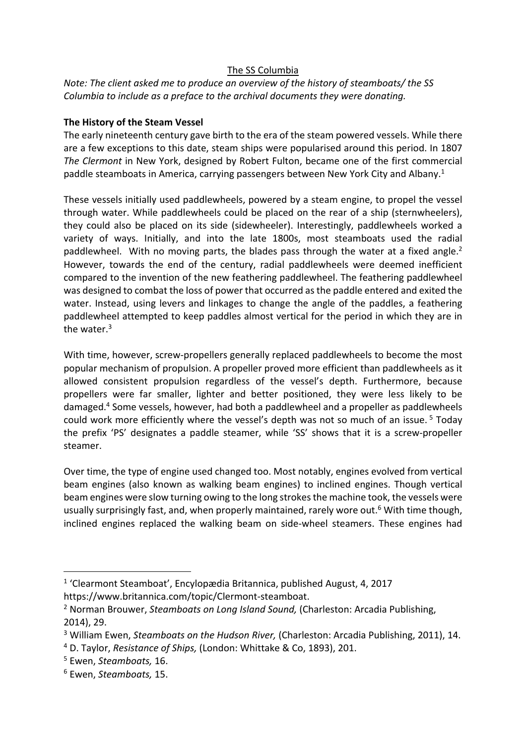The SS Columbia

*Note: The client asked me to produce an overview of the history of steamboats/ the SS Columbia to include as a preface to the archival documents they were donating.*

**The History of the Steam Vessel**

The early nineteenth century gave birth to the era of the steam powered vessels. While there are a few exceptions to this date, steam ships were popularised around this period. In 1807 *The Clermont* in New York, designed by Robert Fulton, became one of the first commercial paddle steamboats in America, carrying passengers between New York City and Albany.[1]

These vessels initially used paddlewheels, powered by a steam engine, to propel the vessel through water. While paddlewheels could be placed on the rear of a ship (sternwheelers), they could also be placed on its side (sidewheeler). Interestingly, paddlewheels worked a variety of ways. Initially, and into the late 1800s, most steamboats used the radial paddlewheel. With no moving parts, the blades pass through the water at a fixed angle.[2] However, towards the end of the century, radial paddlewheels were deemed inefficient compared to the invention of the new feathering paddlewheel. The feathering paddlewheel was designed to combat the loss of power that occurred as the paddle entered and exited the water. Instead, using levers and linkages to change the angle of the paddles, a feathering paddlewheel attempted to keep paddles almost vertical for the period in which they are in the water.[3]

With time, however, screw-propellers generally replaced paddlewheels to become the most popular mechanism of propulsion. A propeller proved more efficient than paddlewheels as it allowed consistent propulsion regardless of the vessel's depth. Furthermore, because propellers were far smaller, lighter and better positioned, they were less likely to be damaged.[4] Some vessels, however, had both a paddlewheel and a propeller as paddlewheels could work more efficiently where the vessel's depth was not so much of an issue.[5] Today the prefix 'PS' designates a paddle steamer, while 'SS' shows that it is a screw-propeller steamer.

Over time, the type of engine used changed too. Most notably, engines evolved from vertical beam engines (also known as walking beam engines) to inclined engines. Though vertical beam engines were slow turning owing to the long strokes the machine took, the vessels were usually surprisingly fast, and, when properly maintained, rarely wore out.[6] With time though, inclined engines replaced the walking beam on side-wheel steamers. These engines had

---

[1] 'Clearmont Steamboat', Encylopædia Britannica, published August, 4, 2017 https://www.britannica.com/topic/Clermont-steamboat.

[2] Norman Brouwer, *Steamboats on Long Island Sound,* (Charleston: Arcadia Publishing, 2014), 29.

[3] William Ewen, *Steamboats on the Hudson River,* (Charleston: Arcadia Publishing, 2011), 14.

[4] D. Taylor, *Resistance of Ships,* (London: Whittake & Co, 1893), 201.

[5] Ewen, *Steamboats,* 16.

[6] Ewen, *Steamboats,* 15.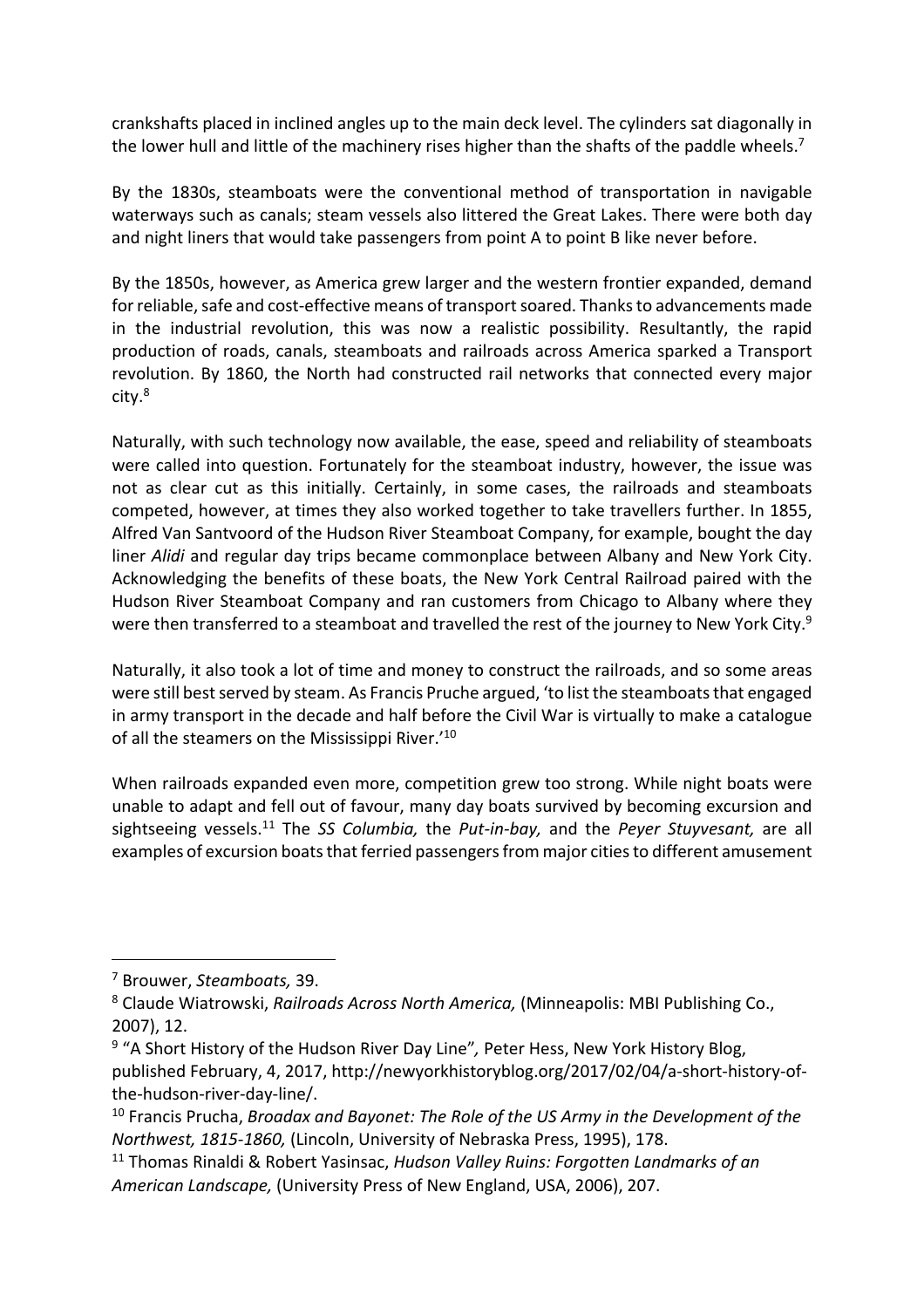crankshafts placed in inclined angles up to the main deck level. The cylinders sat diagonally in the lower hull and little of the machinery rises higher than the shafts of the paddle wheels.[7]

By the 1830s, steamboats were the conventional method of transportation in navigable waterways such as canals; steam vessels also littered the Great Lakes. There were both day and night liners that would take passengers from point A to point B like never before.

By the 1850s, however, as America grew larger and the western frontier expanded, demand for reliable, safe and cost-effective means of transport soared. Thanks to advancements made in the industrial revolution, this was now a realistic possibility. Resultantly, the rapid production of roads, canals, steamboats and railroads across America sparked a Transport revolution. By 1860, the North had constructed rail networks that connected every major city.[8]

Naturally, with such technology now available, the ease, speed and reliability of steamboats were called into question. Fortunately for the steamboat industry, however, the issue was not as clear cut as this initially. Certainly, in some cases, the railroads and steamboats competed, however, at times they also worked together to take travellers further. In 1855, Alfred Van Santvoord of the Hudson River Steamboat Company, for example, bought the day liner *Alidi* and regular day trips became commonplace between Albany and New York City. Acknowledging the benefits of these boats, the New York Central Railroad paired with the Hudson River Steamboat Company and ran customers from Chicago to Albany where they were then transferred to a steamboat and travelled the rest of the journey to New York City.[9]

Naturally, it also took a lot of time and money to construct the railroads, and so some areas were still best served by steam. As Francis Pruche argued, 'to list the steamboats that engaged in army transport in the decade and half before the Civil War is virtually to make a catalogue of all the steamers on the Mississippi River.'[10]

When railroads expanded even more, competition grew too strong. While night boats were unable to adapt and fell out of favour, many day boats survived by becoming excursion and sightseeing vessels.[11] The *SS Columbia,* the *Put-in-bay,* and the *Peyer Stuyvesant,* are all examples of excursion boats that ferried passengers from major cities to different amusement

---

[7] Brouwer, *Steamboats,* 39.

[8] Claude Wiatrowski, *Railroads Across North America,* (Minneapolis: MBI Publishing Co., 2007), 12.

[9] "A Short History of the Hudson River Day Line"*,* Peter Hess, New York History Blog, published February, 4, 2017, http://newyorkhistoryblog.org/2017/02/04/a-short-history-of-the-hudson-river-day-line/.

[10] Francis Prucha, *Broadax and Bayonet: The Role of the US Army in the Development of the Northwest, 1815-1860,* (Lincoln, University of Nebraska Press, 1995), 178.

[11] Thomas Rinaldi & Robert Yasinsac, *Hudson Valley Ruins: Forgotten Landmarks of an American Landscape,* (University Press of New England, USA, 2006), 207.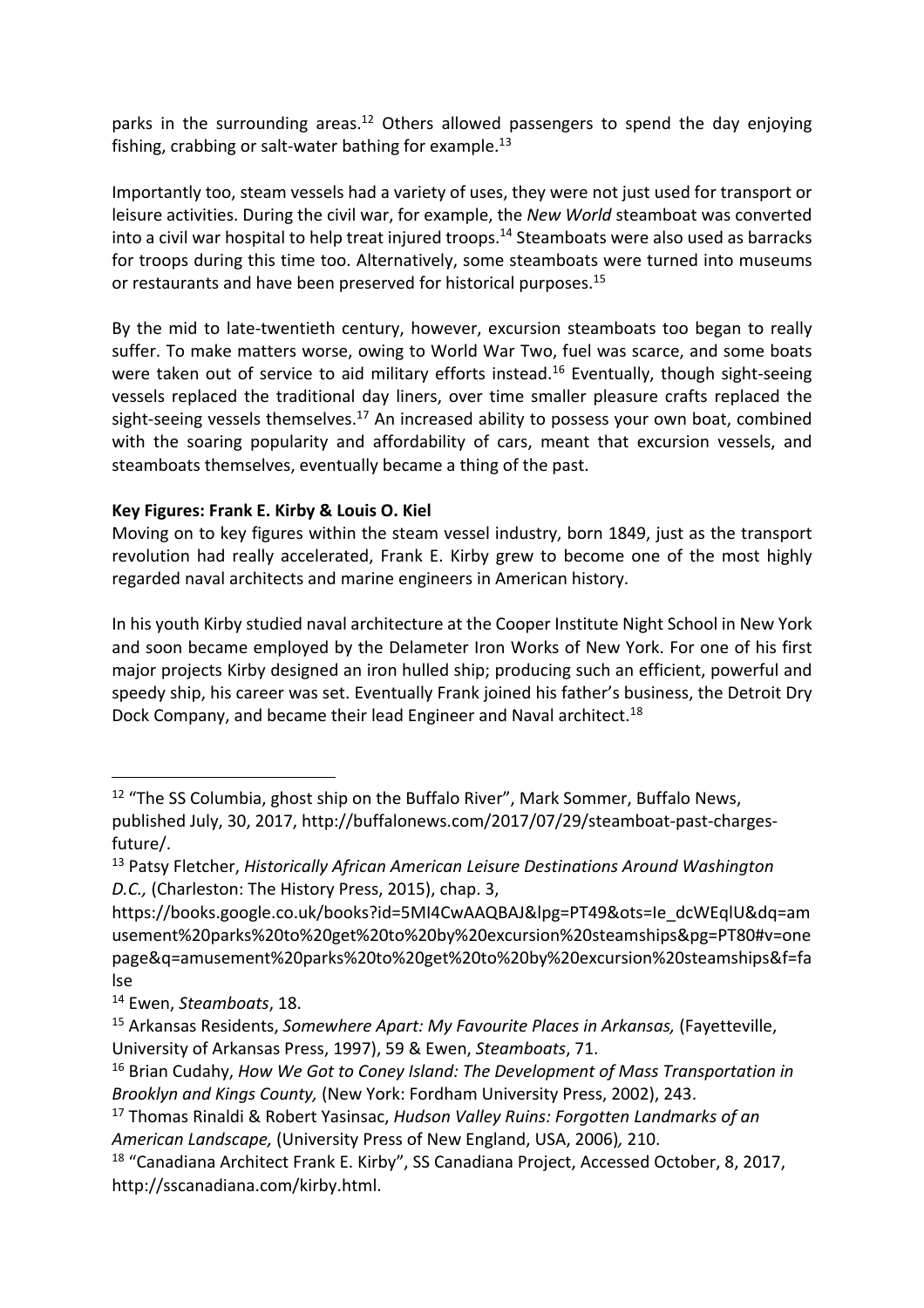parks in the surrounding areas.[12] Others allowed passengers to spend the day enjoying fishing, crabbing or salt-water bathing for example.[13]

Importantly too, steam vessels had a variety of uses, they were not just used for transport or leisure activities. During the civil war, for example, the *New World* steamboat was converted into a civil war hospital to help treat injured troops.[14] Steamboats were also used as barracks for troops during this time too. Alternatively, some steamboats were turned into museums or restaurants and have been preserved for historical purposes.[15]

By the mid to late-twentieth century, however, excursion steamboats too began to really suffer. To make matters worse, owing to World War Two, fuel was scarce, and some boats were taken out of service to aid military efforts instead.[16] Eventually, though sight-seeing vessels replaced the traditional day liners, over time smaller pleasure crafts replaced the sight-seeing vessels themselves.[17] An increased ability to possess your own boat, combined with the soaring popularity and affordability of cars, meant that excursion vessels, and steamboats themselves, eventually became a thing of the past.

**Key Figures: Frank E. Kirby & Louis O. Kiel**

Moving on to key figures within the steam vessel industry, born 1849, just as the transport revolution had really accelerated, Frank E. Kirby grew to become one of the most highly regarded naval architects and marine engineers in American history.

In his youth Kirby studied naval architecture at the Cooper Institute Night School in New York and soon became employed by the Delameter Iron Works of New York. For one of his first major projects Kirby designed an iron hulled ship; producing such an efficient, powerful and speedy ship, his career was set. Eventually Frank joined his father's business, the Detroit Dry Dock Company, and became their lead Engineer and Naval architect.[18]

---

[12] "The SS Columbia, ghost ship on the Buffalo River", Mark Sommer, Buffalo News, published July, 30, 2017, http://buffalonews.com/2017/07/29/steamboat-past-charges-future/.

[13] Patsy Fletcher, *Historically African American Leisure Destinations Around Washington D.C.,* (Charleston: The History Press, 2015), chap. 3, https://books.google.co.uk/books?id=5MI4CwAAQBAJ&lpg=PT49&ots=Ie_dcWEqlU&dq=amusement%20parks%20to%20get%20to%20by%20excursion%20steamships&pg=PT80#v=onepage&q=amusement%20parks%20to%20get%20to%20by%20excursion%20steamships&f=false

[14] Ewen, *Steamboats*, 18.

[15] Arkansas Residents, *Somewhere Apart: My Favourite Places in Arkansas,* (Fayetteville, University of Arkansas Press, 1997), 59 & Ewen, *Steamboats*, 71.

[16] Brian Cudahy, *How We Got to Coney Island: The Development of Mass Transportation in Brooklyn and Kings County,* (New York: Fordham University Press, 2002), 243.

[17] Thomas Rinaldi & Robert Yasinsac, *Hudson Valley Ruins: Forgotten Landmarks of an American Landscape,* (University Press of New England, USA, 2006), 210.

[18] "Canadiana Architect Frank E. Kirby", SS Canadiana Project, Accessed October, 8, 2017, http://sscanadiana.com/kirby.html.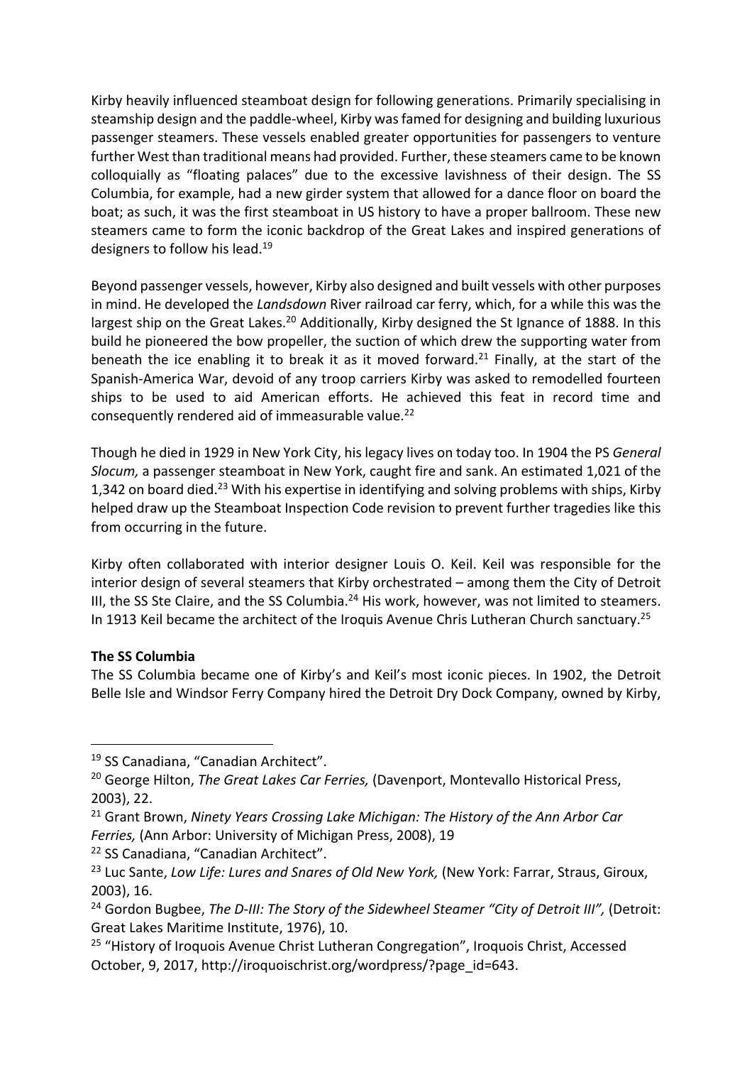Kirby heavily influenced steamboat design for following generations. Primarily specialising in steamship design and the paddle-wheel, Kirby was famed for designing and building luxurious passenger steamers. These vessels enabled greater opportunities for passengers to venture further West than traditional means had provided. Further, these steamers came to be known colloquially as "floating palaces" due to the excessive lavishness of their design. The SS Columbia, for example, had a new girder system that allowed for a dance floor on board the boat; as such, it was the first steamboat in US history to have a proper ballroom. These new steamers came to form the iconic backdrop of the Great Lakes and inspired generations of designers to follow his lead.[19]

Beyond passenger vessels, however, Kirby also designed and built vessels with other purposes in mind. He developed the *Landsdown* River railroad car ferry, which, for a while this was the largest ship on the Great Lakes.[20] Additionally, Kirby designed the St Ignance of 1888. In this build he pioneered the bow propeller, the suction of which drew the supporting water from beneath the ice enabling it to break it as it moved forward.[21] Finally, at the start of the Spanish-America War, devoid of any troop carriers Kirby was asked to remodelled fourteen ships to be used to aid American efforts. He achieved this feat in record time and consequently rendered aid of immeasurable value.[22]

Though he died in 1929 in New York City, his legacy lives on today too. In 1904 the PS *General Slocum,* a passenger steamboat in New York, caught fire and sank. An estimated 1,021 of the 1,342 on board died.[23] With his expertise in identifying and solving problems with ships, Kirby helped draw up the Steamboat Inspection Code revision to prevent further tragedies like this from occurring in the future.

Kirby often collaborated with interior designer Louis O. Keil. Keil was responsible for the interior design of several steamers that Kirby orchestrated – among them the City of Detroit III, the SS Ste Claire, and the SS Columbia.[24] His work, however, was not limited to steamers. In 1913 Keil became the architect of the Iroqis Avenue Chris Lutheran Church sanctuary.[25]

**The SS Columbia**

The SS Columbia became one of Kirby's and Keil's most iconic pieces. In 1902, the Detroit Belle Isle and Windsor Ferry Company hired the Detroit Dry Dock Company, owned by Kirby,

---

[19] SS Canadiana, "Canadian Architect".

[20] George Hilton, *The Great Lakes Car Ferries,* (Davenport, Montevallo Historical Press, 2003), 22.

[21] Grant Brown, *Ninety Years Crossing Lake Michigan: The History of the Ann Arbor Car Ferries,* (Ann Arbor: University of Michigan Press, 2008), 19

[22] SS Canadiana, "Canadian Architect".

[23] Luc Sante, *Low Life: Lures and Snares of Old New York,* (New York: Farrar, Straus, Giroux, 2003), 16.

[24] Gordon Bugbee, *The D-III: The Story of the Sidewheel Steamer "City of Detroit III",* (Detroit: Great Lakes Maritime Institute, 1976), 10.

[25] "History of Iroquois Avenue Christ Lutheran Congregation", Iroquois Christ, Accessed October, 9, 2017, http://iroquoischrist.org/wordpress/?page_id=643.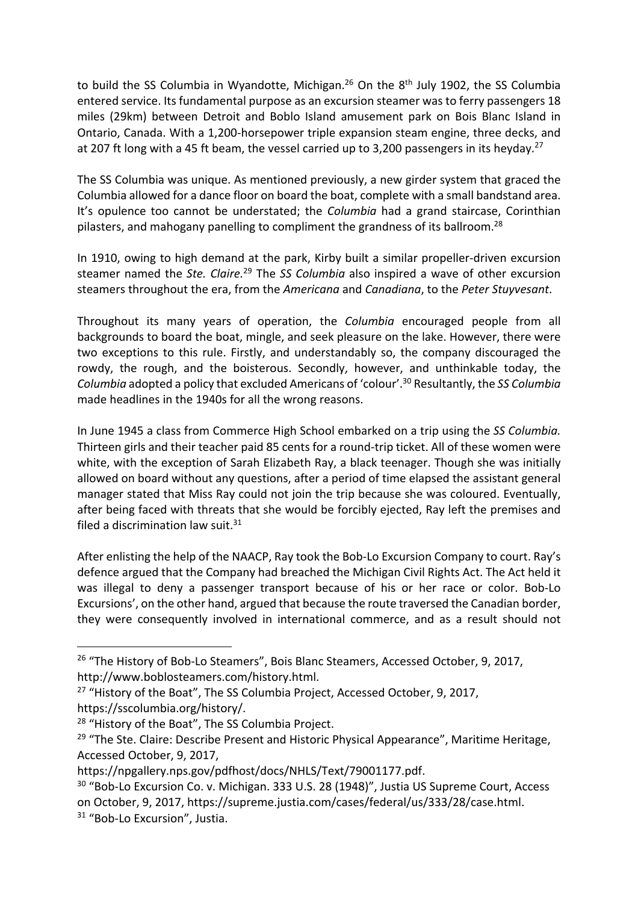to build the SS Columbia in Wyandotte, Michigan.[26] On the 8th July 1902, the SS Columbia entered service. Its fundamental purpose as an excursion steamer was to ferry passengers 18 miles (29km) between Detroit and Boblo Island amusement park on Bois Blanc Island in Ontario, Canada. With a 1,200-horsepower triple expansion steam engine, three decks, and at 207 ft long with a 45 ft beam, the vessel carried up to 3,200 passengers in its heyday.[27]

The SS Columbia was unique. As mentioned previously, a new girder system that graced the Columbia allowed for a dance floor on board the boat, complete with a small bandstand area. It's opulence too cannot be understated; the *Columbia* had a grand staircase, Corinthian pilasters, and mahogany panelling to compliment the grandness of its ballroom.[28]

In 1910, owing to high demand at the park, Kirby built a similar propeller-driven excursion steamer named the *Ste. Claire.*[29] The *SS Columbia* also inspired a wave of other excursion steamers throughout the era, from the *Americana* and *Canadiana*, to the *Peter Stuyvesant*.

Throughout its many years of operation, the *Columbia* encouraged people from all backgrounds to board the boat, mingle, and seek pleasure on the lake. However, there were two exceptions to this rule. Firstly, and understandably so, the company discouraged the rowdy, the rough, and the boisterous. Secondly, however, and unthinkable today, the *Columbia* adopted a policy that excluded Americans of 'colour'.[30] Resultantly, the *SS Columbia* made headlines in the 1940s for all the wrong reasons.

In June 1945 a class from Commerce High School embarked on a trip using the *SS Columbia.* Thirteen girls and their teacher paid 85 cents for a round-trip ticket. All of these women were white, with the exception of Sarah Elizabeth Ray, a black teenager. Though she was initially allowed on board without any questions, after a period of time elapsed the assistant general manager stated that Miss Ray could not join the trip because she was coloured. Eventually, after being faced with threats that she would be forcibly ejected, Ray left the premises and filed a discrimination law suit.[31]

After enlisting the help of the NAACP, Ray took the Bob-Lo Excursion Company to court. Ray's defence argued that the Company had breached the Michigan Civil Rights Act. The Act held it was illegal to deny a passenger transport because of his or her race or color. Bob-Lo Excursions', on the other hand, argued that because the route traversed the Canadian border, they were consequently involved in international commerce, and as a result should not

---

[26] "The History of Bob-Lo Steamers", Bois Blanc Steamers, Accessed October, 9, 2017, http://www.boblosteamers.com/history.html.

[27] "History of the Boat", The SS Columbia Project, Accessed October, 9, 2017, https://sscolumbia.org/history/.

[28] "History of the Boat", The SS Columbia Project.

[29] "The Ste. Claire: Describe Present and Historic Physical Appearance", Maritime Heritage, Accessed October, 9, 2017, https://npgallery.nps.gov/pdfhost/docs/NHLS/Text/79001177.pdf.

[30] "Bob-Lo Excursion Co. v. Michigan. 333 U.S. 28 (1948)", Justia US Supreme Court, Access on October, 9, 2017, https://supreme.justia.com/cases/federal/us/333/28/case.html.

[31] "Bob-Lo Excursion", Justia.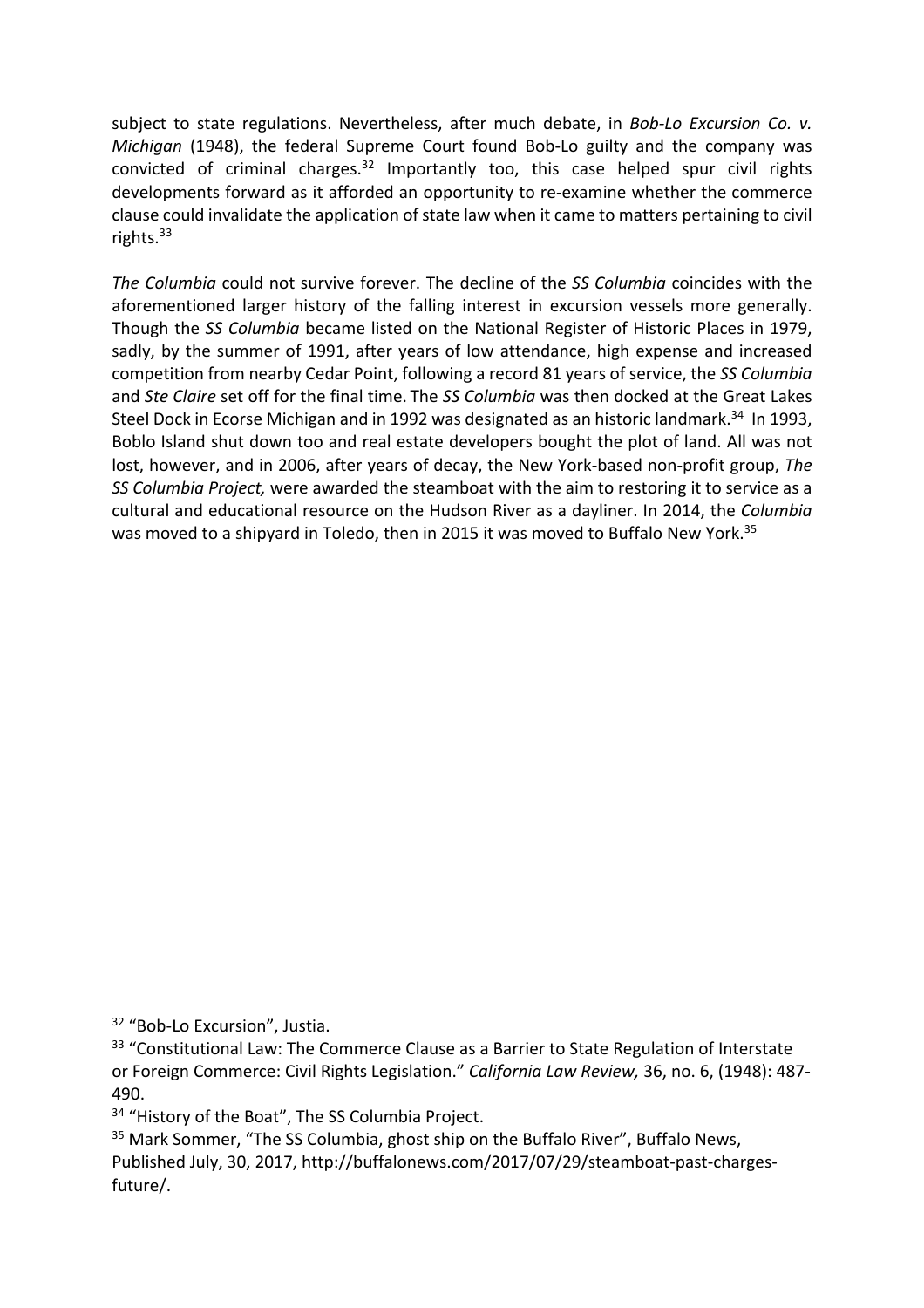subject to state regulations. Nevertheless, after much debate, in *Bob-Lo Excursion Co. v. Michigan* (1948), the federal Supreme Court found Bob-Lo guilty and the company was convicted of criminal charges.[32] Importantly too, this case helped spur civil rights developments forward as it afforded an opportunity to re-examine whether the commerce clause could invalidate the application of state law when it came to matters pertaining to civil rights.[33]

*The Columbia* could not survive forever. The decline of the *SS Columbia* coincides with the aforementioned larger history of the falling interest in excursion vessels more generally. Though the *SS Columbia* became listed on the National Register of Historic Places in 1979, sadly, by the summer of 1991, after years of low attendance, high expense and increased competition from nearby Cedar Point, following a record 81 years of service, the *SS Columbia* and *Ste Claire* set off for the final time. The *SS Columbia* was then docked at the Great Lakes Steel Dock in Ecorse Michigan and in 1992 was designated as an historic landmark.[34] In 1993, Boblo Island shut down too and real estate developers bought the plot of land. All was not lost, however, and in 2006, after years of decay, the New York-based non-profit group, *The SS Columbia Project,* were awarded the steamboat with the aim to restoring it to service as a cultural and educational resource on the Hudson River as a dayliner. In 2014, the *Columbia* was moved to a shipyard in Toledo, then in 2015 it was moved to Buffalo New York.[35]

---

[32] "Bob-Lo Excursion", Justia.

[33] "Constitutional Law: The Commerce Clause as a Barrier to State Regulation of Interstate or Foreign Commerce: Civil Rights Legislation." *California Law Review,* 36, no. 6, (1948): 487-490.

[34] "History of the Boat", The SS Columbia Project.

[35] Mark Sommer, "The SS Columbia, ghost ship on the Buffalo River", Buffalo News, Published July, 30, 2017, http://buffalonews.com/2017/07/29/steamboat-past-charges-future/.